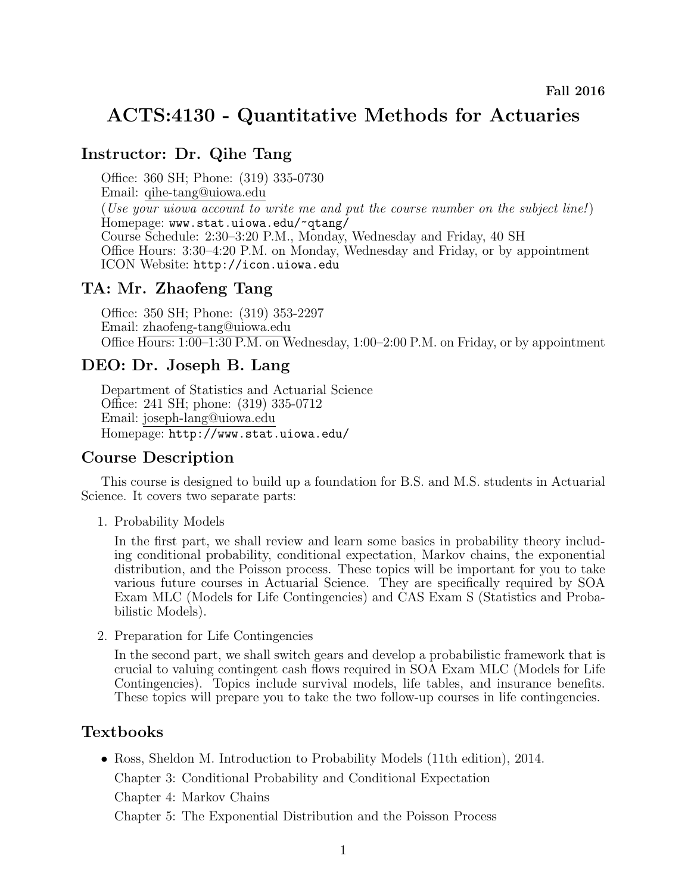**Fall 2016**

# ACTS:4130 - Quantitative Methods for Actuaries

## Instructor: Dr. Qihe Tang

Office: 360 SH; Phone: (319) 335-0730
Email: qihe-tang@uiowa.edu
(*Use your uiowa account to write me and put the course number on the subject line!*)
Homepage: www.stat.uiowa.edu/~qtang/
Course Schedule: 2:30–3:20 P.M., Monday, Wednesday and Friday, 40 SH
Office Hours: 3:30–4:20 P.M. on Monday, Wednesday and Friday, or by appointment
ICON Website: http://icon.uiowa.edu

## TA: Mr. Zhaofeng Tang

Office: 350 SH; Phone: (319) 353-2297
Email: zhaofeng-tang@uiowa.edu
Office Hours: 1:00–1:30 P.M. on Wednesday, 1:00–2:00 P.M. on Friday, or by appointment

## DEO: Dr. Joseph B. Lang

Department of Statistics and Actuarial Science
Office: 241 SH; phone: (319) 335-0712
Email: joseph-lang@uiowa.edu
Homepage: http://www.stat.uiowa.edu/

## Course Description

This course is designed to build up a foundation for B.S. and M.S. students in Actuarial Science. It covers two separate parts:

1. Probability Models

   In the first part, we shall review and learn some basics in probability theory including conditional probability, conditional expectation, Markov chains, the exponential distribution, and the Poisson process. These topics will be important for you to take various future courses in Actuarial Science. They are specifically required by SOA Exam MLC (Models for Life Contingencies) and CAS Exam S (Statistics and Probabilistic Models).

2. Preparation for Life Contingencies

   In the second part, we shall switch gears and develop a probabilistic framework that is crucial to valuing contingent cash flows required in SOA Exam MLC (Models for Life Contingencies). Topics include survival models, life tables, and insurance benefits. These topics will prepare you to take the two follow-up courses in life contingencies.

## Textbooks

- Ross, Sheldon M. Introduction to Probability Models (11th edition), 2014.

  Chapter 3: Conditional Probability and Conditional Expectation

  Chapter 4: Markov Chains

  Chapter 5: The Exponential Distribution and the Poisson Process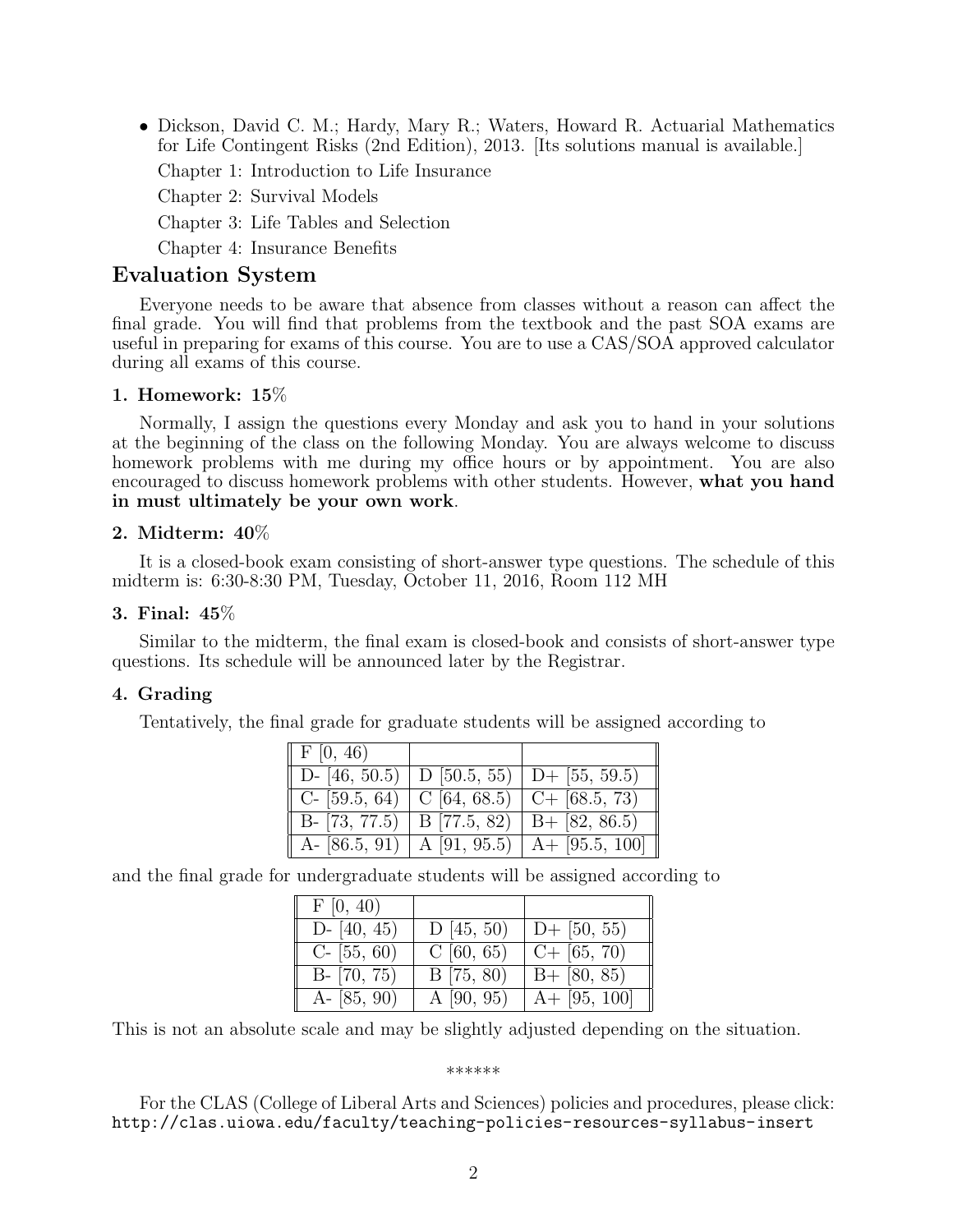- Dickson, David C. M.; Hardy, Mary R.; Waters, Howard R. Actuarial Mathematics for Life Contingent Risks (2nd Edition), 2013. [Its solutions manual is available.]

  Chapter 1: Introduction to Life Insurance

  Chapter 2: Survival Models

  Chapter 3: Life Tables and Selection

  Chapter 4: Insurance Benefits

## Evaluation System

Everyone needs to be aware that absence from classes without a reason can affect the final grade. You will find that problems from the textbook and the past SOA exams are useful in preparing for exams of this course. You are to use a CAS/SOA approved calculator during all exams of this course.

### 1. Homework: 15%

Normally, I assign the questions every Monday and ask you to hand in your solutions at the beginning of the class on the following Monday. You are always welcome to discuss homework problems with me during my office hours or by appointment. You are also encouraged to discuss homework problems with other students. However, **what you hand in must ultimately be your own work**.

### 2. Midterm: 40%

It is a closed-book exam consisting of short-answer type questions. The schedule of this midterm is: 6:30-8:30 PM, Tuesday, October 11, 2016, Room 112 MH

### 3. Final: 45%

Similar to the midterm, the final exam is closed-book and consists of short-answer type questions. Its schedule will be announced later by the Registrar.

### 4. Grading

Tentatively, the final grade for graduate students will be assigned according to

| | | |
|---|---|---|
| F [0, 46) | | |
| D- [46, 50.5) | D [50.5, 55) | D+ [55, 59.5) |
| C- [59.5, 64) | C [64, 68.5) | C+ [68.5, 73) |
| B- [73, 77.5) | B [77.5, 82) | B+ [82, 86.5) |
| A- [86.5, 91) | A [91, 95.5) | A+ [95.5, 100] |

and the final grade for undergraduate students will be assigned according to

| | | |
|---|---|---|
| F [0, 40) | | |
| D- [40, 45) | D [45, 50) | D+ [50, 55) |
| C- [55, 60) | C [60, 65) | C+ [65, 70) |
| B- [70, 75) | B [75, 80) | B+ [80, 85) |
| A- [85, 90) | A [90, 95) | A+ [95, 100] |

This is not an absolute scale and may be slightly adjusted depending on the situation.

\*\*\*\*\*\*

For the CLAS (College of Liberal Arts and Sciences) policies and procedures, please click: `http://clas.uiowa.edu/faculty/teaching-policies-resources-syllabus-insert`